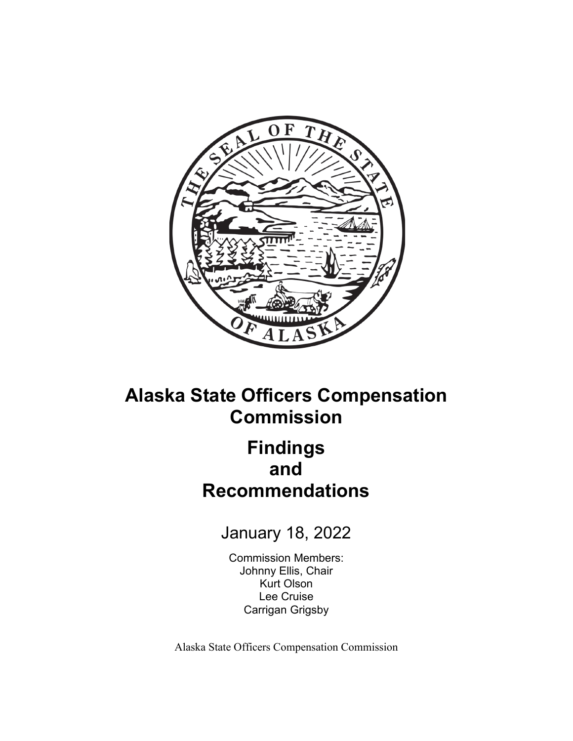# Alaska State Officers Compensation Commission

## Findings and Recommendations

January 18, 2022

Commission Members:
Johnny Ellis, Chair
Kurt Olson
Lee Cruise
Carrigan Grigsby

Alaska State Officers Compensation Commission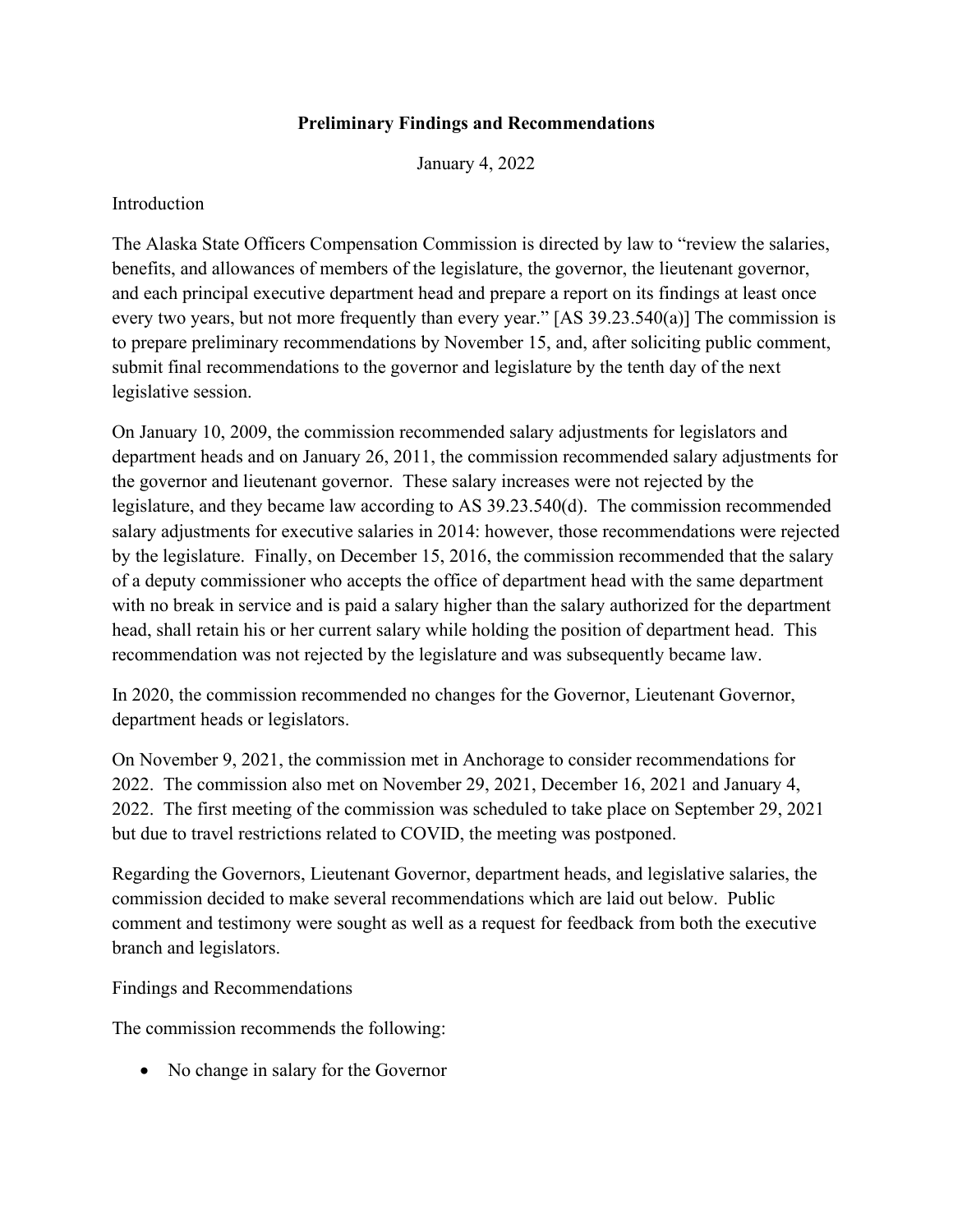**Preliminary Findings and Recommendations**

January 4, 2022

Introduction

The Alaska State Officers Compensation Commission is directed by law to "review the salaries, benefits, and allowances of members of the legislature, the governor, the lieutenant governor, and each principal executive department head and prepare a report on its findings at least once every two years, but not more frequently than every year." [AS 39.23.540(a)] The commission is to prepare preliminary recommendations by November 15, and, after soliciting public comment, submit final recommendations to the governor and legislature by the tenth day of the next legislative session.

On January 10, 2009, the commission recommended salary adjustments for legislators and department heads and on January 26, 2011, the commission recommended salary adjustments for the governor and lieutenant governor. These salary increases were not rejected by the legislature, and they became law according to AS 39.23.540(d). The commission recommended salary adjustments for executive salaries in 2014: however, those recommendations were rejected by the legislature. Finally, on December 15, 2016, the commission recommended that the salary of a deputy commissioner who accepts the office of department head with the same department with no break in service and is paid a salary higher than the salary authorized for the department head, shall retain his or her current salary while holding the position of department head. This recommendation was not rejected by the legislature and was subsequently became law.

In 2020, the commission recommended no changes for the Governor, Lieutenant Governor, department heads or legislators.

On November 9, 2021, the commission met in Anchorage to consider recommendations for 2022. The commission also met on November 29, 2021, December 16, 2021 and January 4, 2022. The first meeting of the commission was scheduled to take place on September 29, 2021 but due to travel restrictions related to COVID, the meeting was postponed.

Regarding the Governors, Lieutenant Governor, department heads, and legislative salaries, the commission decided to make several recommendations which are laid out below. Public comment and testimony were sought as well as a request for feedback from both the executive branch and legislators.

Findings and Recommendations

The commission recommends the following:

- No change in salary for the Governor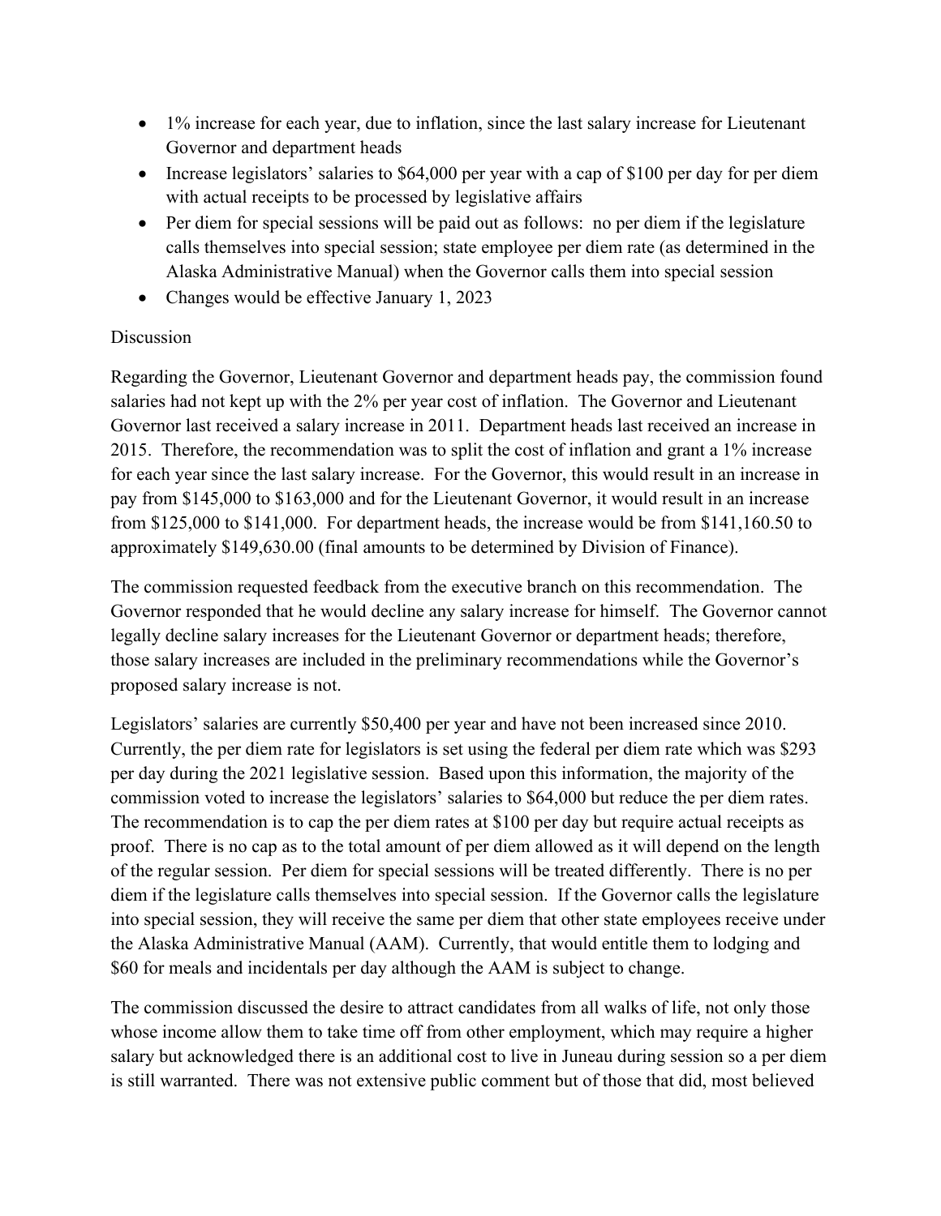- 1% increase for each year, due to inflation, since the last salary increase for Lieutenant Governor and department heads
- Increase legislators' salaries to $64,000 per year with a cap of $100 per day for per diem with actual receipts to be processed by legislative affairs
- Per diem for special sessions will be paid out as follows: no per diem if the legislature calls themselves into special session; state employee per diem rate (as determined in the Alaska Administrative Manual) when the Governor calls them into special session
- Changes would be effective January 1, 2023

Discussion

Regarding the Governor, Lieutenant Governor and department heads pay, the commission found salaries had not kept up with the 2% per year cost of inflation. The Governor and Lieutenant Governor last received a salary increase in 2011. Department heads last received an increase in 2015. Therefore, the recommendation was to split the cost of inflation and grant a 1% increase for each year since the last salary increase. For the Governor, this would result in an increase in pay from $145,000 to $163,000 and for the Lieutenant Governor, it would result in an increase from $125,000 to $141,000. For department heads, the increase would be from $141,160.50 to approximately $149,630.00 (final amounts to be determined by Division of Finance).

The commission requested feedback from the executive branch on this recommendation. The Governor responded that he would decline any salary increase for himself. The Governor cannot legally decline salary increases for the Lieutenant Governor or department heads; therefore, those salary increases are included in the preliminary recommendations while the Governor's proposed salary increase is not.

Legislators' salaries are currently $50,400 per year and have not been increased since 2010. Currently, the per diem rate for legislators is set using the federal per diem rate which was $293 per day during the 2021 legislative session. Based upon this information, the majority of the commission voted to increase the legislators' salaries to $64,000 but reduce the per diem rates. The recommendation is to cap the per diem rates at $100 per day but require actual receipts as proof. There is no cap as to the total amount of per diem allowed as it will depend on the length of the regular session. Per diem for special sessions will be treated differently. There is no per diem if the legislature calls themselves into special session. If the Governor calls the legislature into special session, they will receive the same per diem that other state employees receive under the Alaska Administrative Manual (AAM). Currently, that would entitle them to lodging and $60 for meals and incidentals per day although the AAM is subject to change.

The commission discussed the desire to attract candidates from all walks of life, not only those whose income allow them to take time off from other employment, which may require a higher salary but acknowledged there is an additional cost to live in Juneau during session so a per diem is still warranted. There was not extensive public comment but of those that did, most believed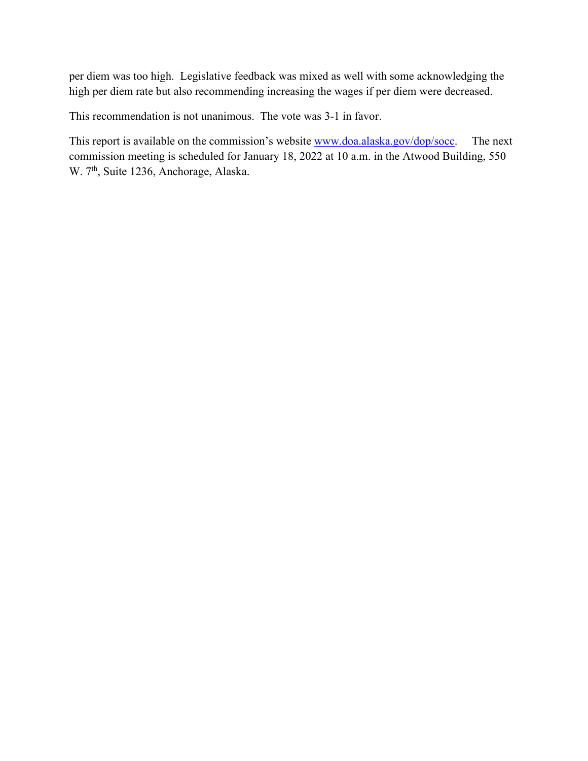per diem was too high. Legislative feedback was mixed as well with some acknowledging the high per diem rate but also recommending increasing the wages if per diem were decreased.

This recommendation is not unanimous. The vote was 3-1 in favor.

This report is available on the commission's website [www.doa.alaska.gov/dop/socc](http://www.doa.alaska.gov/dop/socc). The next commission meeting is scheduled for January 18, 2022 at 10 a.m. in the Atwood Building, 550 W. 7th, Suite 1236, Anchorage, Alaska.